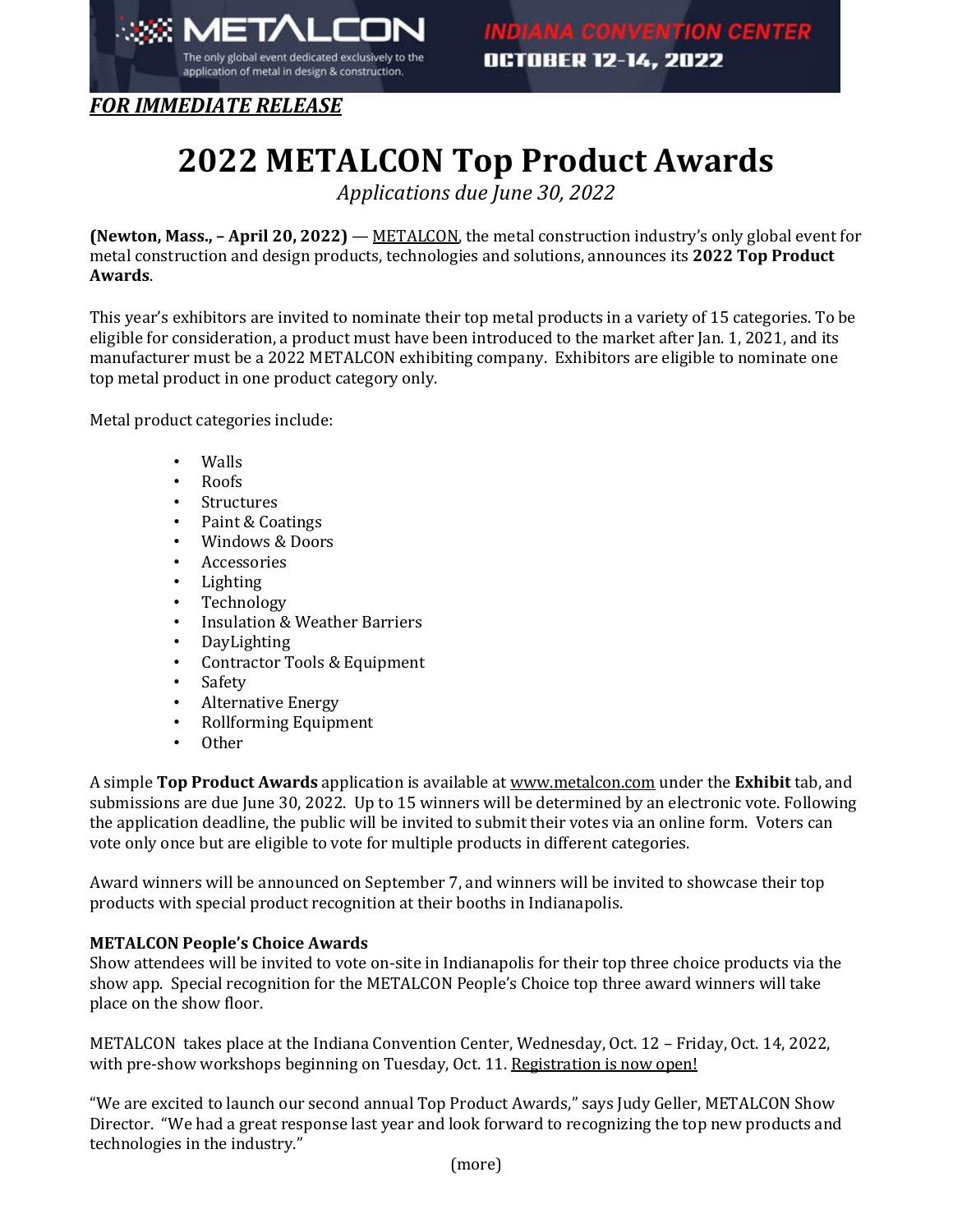METALCON

The only global event dedicated exclusively to the application of metal in design & construction.

INDIANA CONVENTION CENTER
OCTOBER 12-14, 2022

***FOR IMMEDIATE RELEASE***

# 2022 METALCON Top Product Awards

*Applications due June 30, 2022*

**(Newton, Mass., – April 20, 2022)** — METALCON, the metal construction industry's only global event for metal construction and design products, technologies and solutions, announces its **2022 Top Product Awards**.

This year's exhibitors are invited to nominate their top metal products in a variety of 15 categories. To be eligible for consideration, a product must have been introduced to the market after Jan. 1, 2021, and its manufacturer must be a 2022 METALCON exhibiting company. Exhibitors are eligible to nominate one top metal product in one product category only.

Metal product categories include:

- Walls
- Roofs
- Structures
- Paint & Coatings
- Windows & Doors
- Accessories
- Lighting
- Technology
- Insulation & Weather Barriers
- DayLighting
- Contractor Tools & Equipment
- Safety
- Alternative Energy
- Rollforming Equipment
- Other

A simple **Top Product Awards** application is available at www.metalcon.com under the **Exhibit** tab, and submissions are due June 30, 2022. Up to 15 winners will be determined by an electronic vote. Following the application deadline, the public will be invited to submit their votes via an online form. Voters can vote only once but are eligible to vote for multiple products in different categories.

Award winners will be announced on September 7, and winners will be invited to showcase their top products with special product recognition at their booths in Indianapolis.

**METALCON People's Choice Awards**

Show attendees will be invited to vote on-site in Indianapolis for their top three choice products via the show app. Special recognition for the METALCON People's Choice top three award winners will take place on the show floor.

METALCON takes place at the Indiana Convention Center, Wednesday, Oct. 12 – Friday, Oct. 14, 2022, with pre-show workshops beginning on Tuesday, Oct. 11. Registration is now open!

"We are excited to launch our second annual Top Product Awards," says Judy Geller, METALCON Show Director. "We had a great response last year and look forward to recognizing the top new products and technologies in the industry."

(more)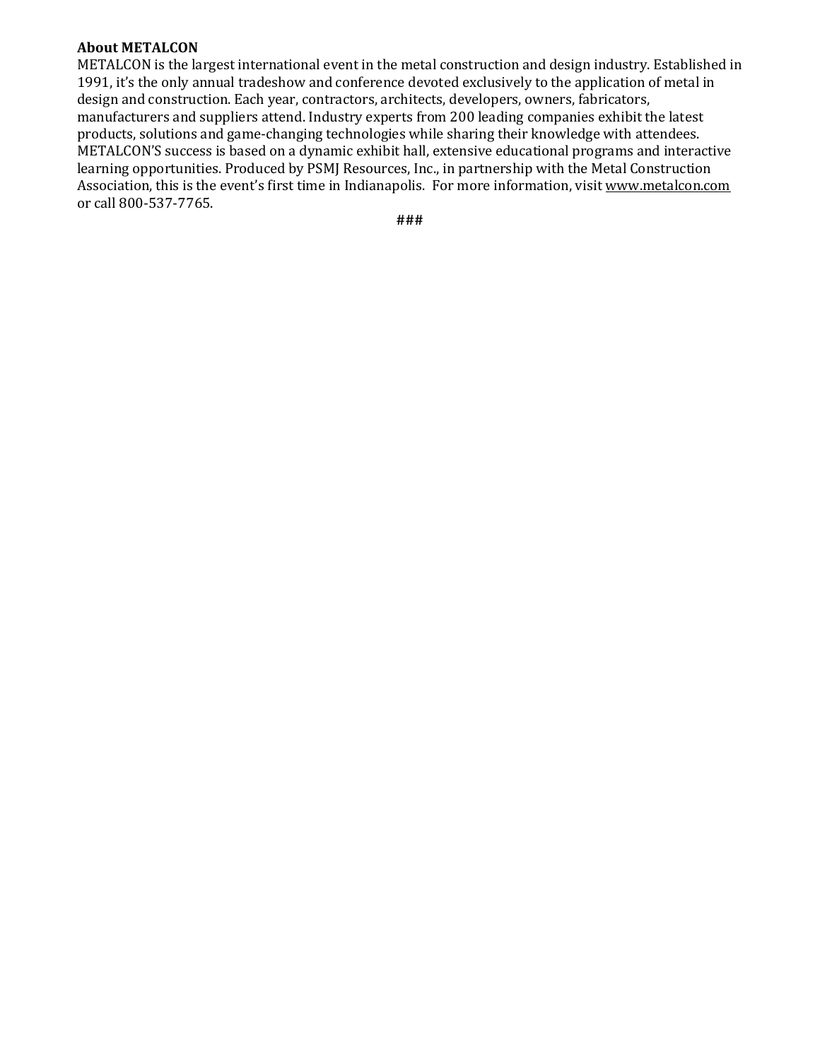**About METALCON**

METALCON is the largest international event in the metal construction and design industry. Established in 1991, it's the only annual tradeshow and conference devoted exclusively to the application of metal in design and construction. Each year, contractors, architects, developers, owners, fabricators, manufacturers and suppliers attend. Industry experts from 200 leading companies exhibit the latest products, solutions and game-changing technologies while sharing their knowledge with attendees. METALCON'S success is based on a dynamic exhibit hall, extensive educational programs and interactive learning opportunities. Produced by PSMJ Resources, Inc., in partnership with the Metal Construction Association, this is the event's first time in Indianapolis. For more information, visit www.metalcon.com or call 800-537-7765.

###